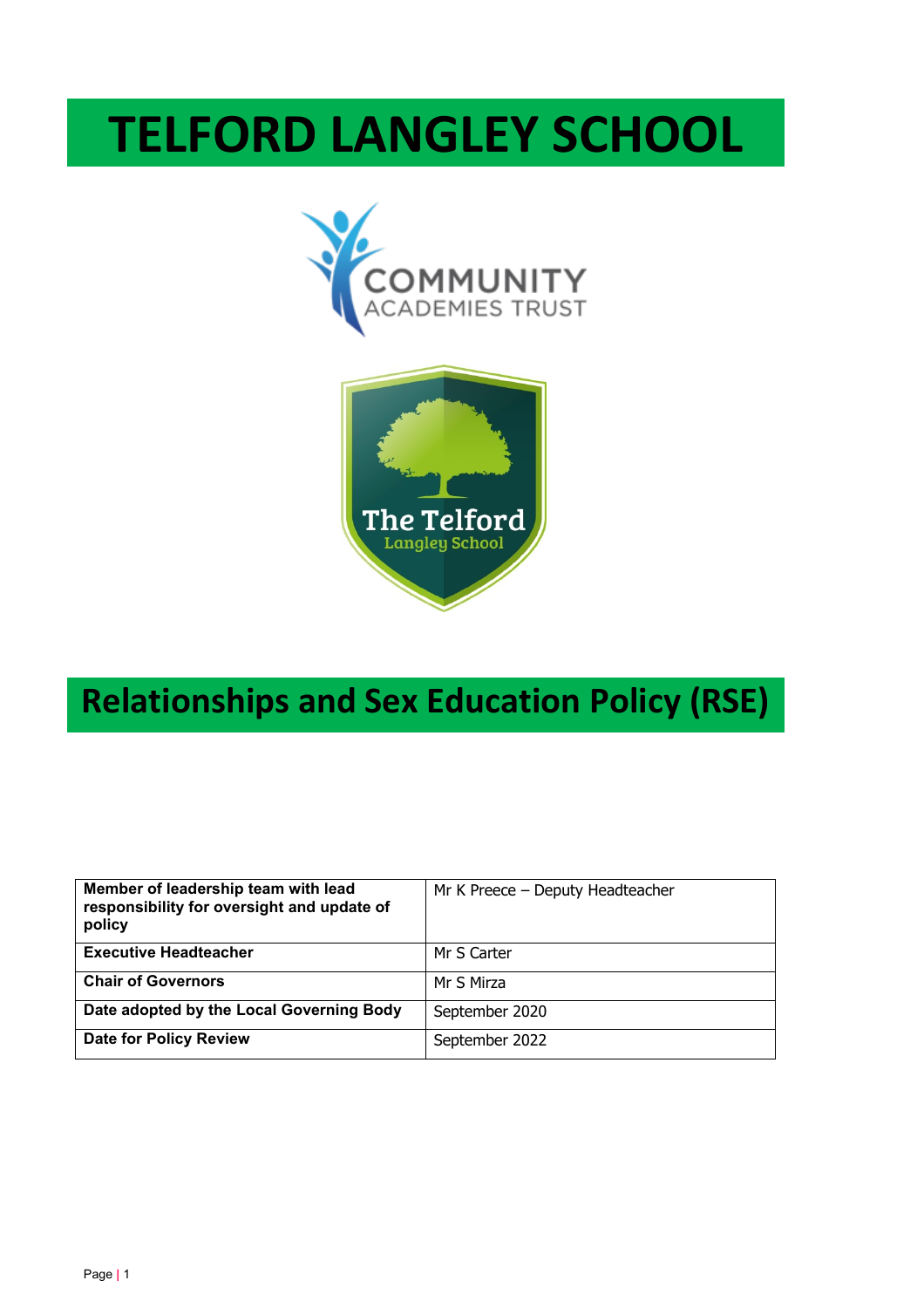# TELFORD LANGLEY SCHOOL

# Relationships and Sex Education Policy (RSE)

| Member of leadership team with lead responsibility for oversight and update of policy | Mr K Preece – Deputy Headteacher |
| --- | --- |
| **Executive Headteacher** | Mr S Carter |
| **Chair of Governors** | Mr S Mirza |
| **Date adopted by the Local Governing Body** | September 2020 |
| **Date for Policy Review** | September 2022 |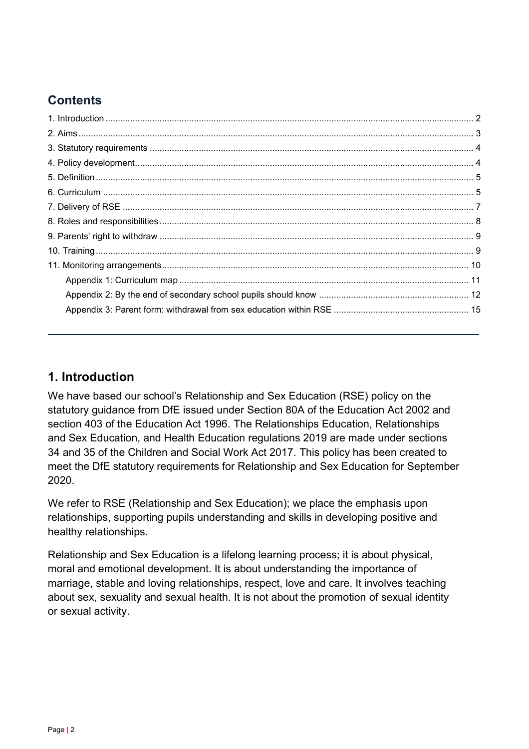## Contents

1. Introduction ... 2
2. Aims ... 3
3. Statutory requirements ... 4
4. Policy development ... 4
5. Definition ... 5
6. Curriculum ... 5
7. Delivery of RSE ... 7
8. Roles and responsibilities ... 8
9. Parents' right to withdraw ... 9
10. Training ... 9
11. Monitoring arrangements ... 10
    - Appendix 1: Curriculum map ... 11
    - Appendix 2: By the end of secondary school pupils should know ... 12
    - Appendix 3: Parent form: withdrawal from sex education within RSE ... 15

---

## 1. Introduction

We have based our school's Relationship and Sex Education (RSE) policy on the statutory guidance from DfE issued under Section 80A of the Education Act 2002 and section 403 of the Education Act 1996. The Relationships Education, Relationships and Sex Education, and Health Education regulations 2019 are made under sections 34 and 35 of the Children and Social Work Act 2017. This policy has been created to meet the DfE statutory requirements for Relationship and Sex Education for September 2020.

We refer to RSE (Relationship and Sex Education); we place the emphasis upon relationships, supporting pupils understanding and skills in developing positive and healthy relationships.

Relationship and Sex Education is a lifelong learning process; it is about physical, moral and emotional development. It is about understanding the importance of marriage, stable and loving relationships, respect, love and care. It involves teaching about sex, sexuality and sexual health. It is not about the promotion of sexual identity or sexual activity.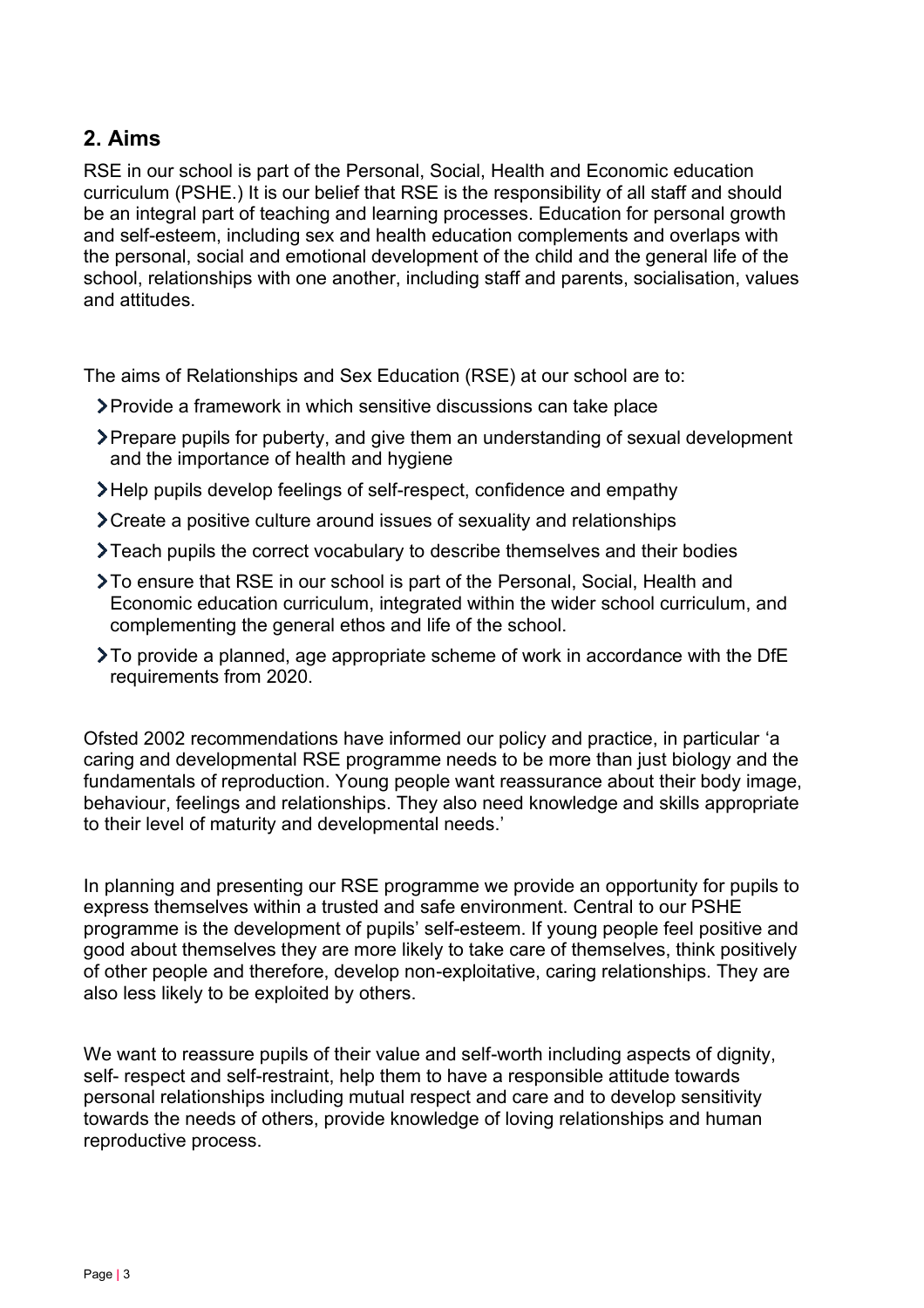## 2. Aims

RSE in our school is part of the Personal, Social, Health and Economic education curriculum (PSHE.) It is our belief that RSE is the responsibility of all staff and should be an integral part of teaching and learning processes. Education for personal growth and self-esteem, including sex and health education complements and overlaps with the personal, social and emotional development of the child and the general life of the school, relationships with one another, including staff and parents, socialisation, values and attitudes.

The aims of Relationships and Sex Education (RSE) at our school are to:

- Provide a framework in which sensitive discussions can take place
- Prepare pupils for puberty, and give them an understanding of sexual development and the importance of health and hygiene
- Help pupils develop feelings of self-respect, confidence and empathy
- Create a positive culture around issues of sexuality and relationships
- Teach pupils the correct vocabulary to describe themselves and their bodies
- To ensure that RSE in our school is part of the Personal, Social, Health and Economic education curriculum, integrated within the wider school curriculum, and complementing the general ethos and life of the school.
- To provide a planned, age appropriate scheme of work in accordance with the DfE requirements from 2020.

Ofsted 2002 recommendations have informed our policy and practice, in particular 'a caring and developmental RSE programme needs to be more than just biology and the fundamentals of reproduction. Young people want reassurance about their body image, behaviour, feelings and relationships. They also need knowledge and skills appropriate to their level of maturity and developmental needs.'

In planning and presenting our RSE programme we provide an opportunity for pupils to express themselves within a trusted and safe environment. Central to our PSHE programme is the development of pupils' self-esteem. If young people feel positive and good about themselves they are more likely to take care of themselves, think positively of other people and therefore, develop non-exploitative, caring relationships. They are also less likely to be exploited by others.

We want to reassure pupils of their value and self-worth including aspects of dignity, self- respect and self-restraint, help them to have a responsible attitude towards personal relationships including mutual respect and care and to develop sensitivity towards the needs of others, provide knowledge of loving relationships and human reproductive process.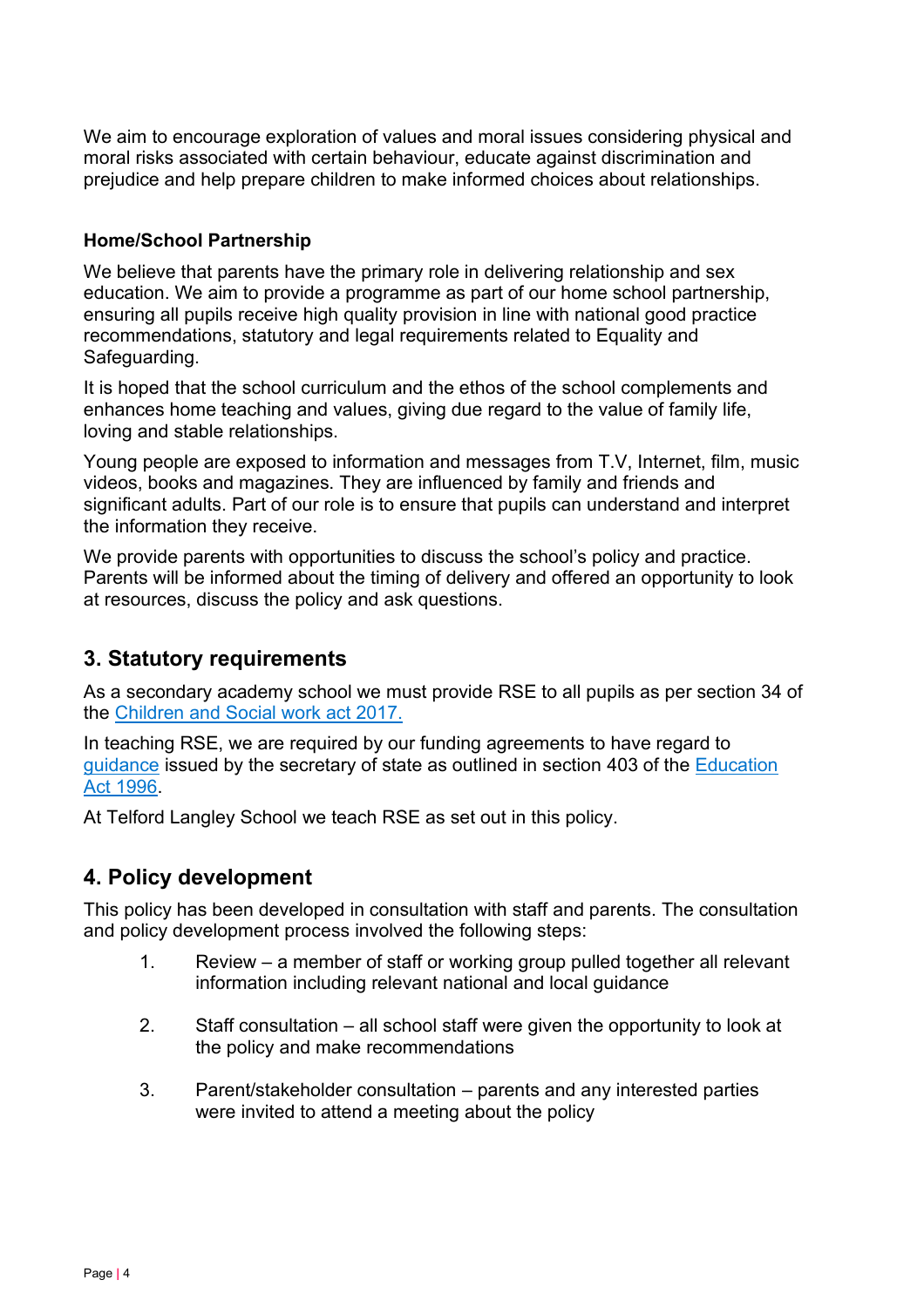We aim to encourage exploration of values and moral issues considering physical and moral risks associated with certain behaviour, educate against discrimination and prejudice and help prepare children to make informed choices about relationships.

**Home/School Partnership**

We believe that parents have the primary role in delivering relationship and sex education. We aim to provide a programme as part of our home school partnership, ensuring all pupils receive high quality provision in line with national good practice recommendations, statutory and legal requirements related to Equality and Safeguarding.

It is hoped that the school curriculum and the ethos of the school complements and enhances home teaching and values, giving due regard to the value of family life, loving and stable relationships.

Young people are exposed to information and messages from T.V, Internet, film, music videos, books and magazines. They are influenced by family and friends and significant adults. Part of our role is to ensure that pupils can understand and interpret the information they receive.

We provide parents with opportunities to discuss the school's policy and practice. Parents will be informed about the timing of delivery and offered an opportunity to look at resources, discuss the policy and ask questions.

## 3. Statutory requirements

As a secondary academy school we must provide RSE to all pupils as per section 34 of the Children and Social work act 2017.

In teaching RSE, we are required by our funding agreements to have regard to guidance issued by the secretary of state as outlined in section 403 of the Education Act 1996.

At Telford Langley School we teach RSE as set out in this policy.

## 4. Policy development

This policy has been developed in consultation with staff and parents. The consultation and policy development process involved the following steps:

1. Review – a member of staff or working group pulled together all relevant information including relevant national and local guidance
2. Staff consultation – all school staff were given the opportunity to look at the policy and make recommendations
3. Parent/stakeholder consultation – parents and any interested parties were invited to attend a meeting about the policy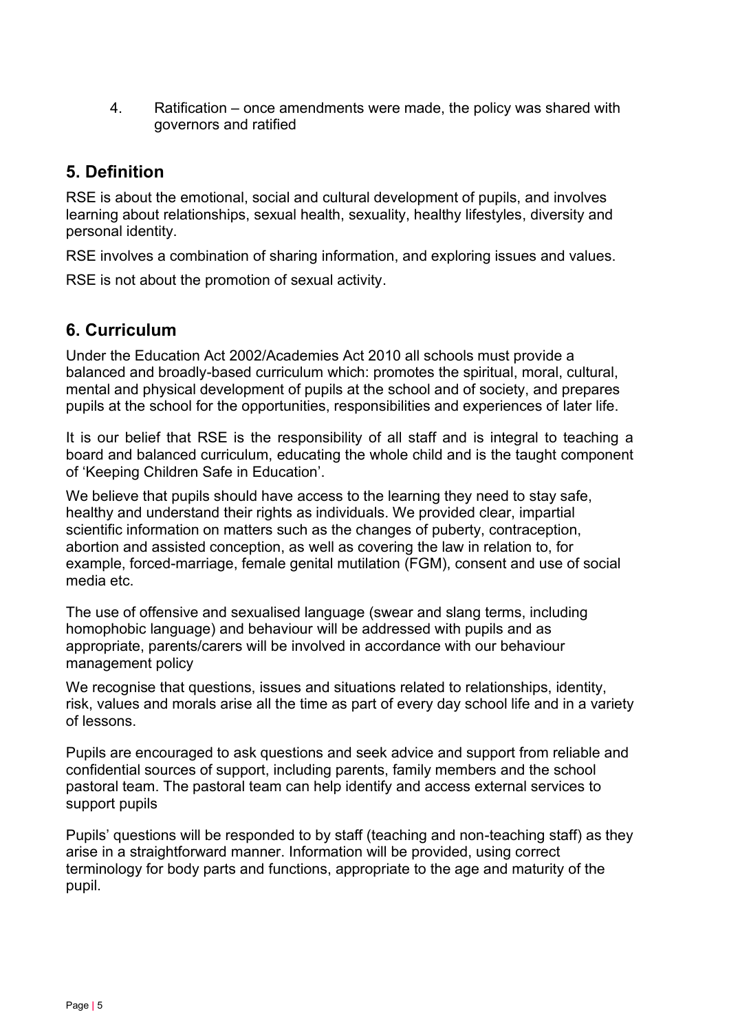4. Ratification – once amendments were made, the policy was shared with governors and ratified

## 5. Definition

RSE is about the emotional, social and cultural development of pupils, and involves learning about relationships, sexual health, sexuality, healthy lifestyles, diversity and personal identity.

RSE involves a combination of sharing information, and exploring issues and values.

RSE is not about the promotion of sexual activity.

## 6. Curriculum

Under the Education Act 2002/Academies Act 2010 all schools must provide a balanced and broadly-based curriculum which: promotes the spiritual, moral, cultural, mental and physical development of pupils at the school and of society, and prepares pupils at the school for the opportunities, responsibilities and experiences of later life.

It is our belief that RSE is the responsibility of all staff and is integral to teaching a board and balanced curriculum, educating the whole child and is the taught component of 'Keeping Children Safe in Education'.

We believe that pupils should have access to the learning they need to stay safe, healthy and understand their rights as individuals. We provided clear, impartial scientific information on matters such as the changes of puberty, contraception, abortion and assisted conception, as well as covering the law in relation to, for example, forced-marriage, female genital mutilation (FGM), consent and use of social media etc.

The use of offensive and sexualised language (swear and slang terms, including homophobic language) and behaviour will be addressed with pupils and as appropriate, parents/carers will be involved in accordance with our behaviour management policy

We recognise that questions, issues and situations related to relationships, identity, risk, values and morals arise all the time as part of every day school life and in a variety of lessons.

Pupils are encouraged to ask questions and seek advice and support from reliable and confidential sources of support, including parents, family members and the school pastoral team. The pastoral team can help identify and access external services to support pupils

Pupils' questions will be responded to by staff (teaching and non-teaching staff) as they arise in a straightforward manner. Information will be provided, using correct terminology for body parts and functions, appropriate to the age and maturity of the pupil.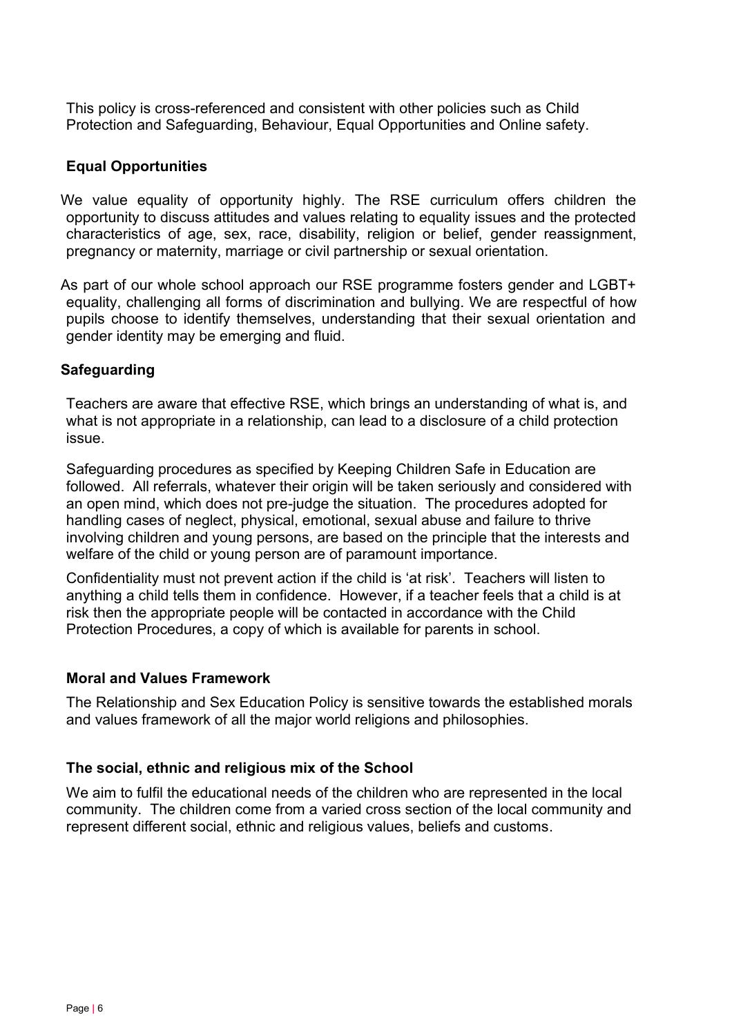This policy is cross-referenced and consistent with other policies such as Child Protection and Safeguarding, Behaviour, Equal Opportunities and Online safety.

## Equal Opportunities

We value equality of opportunity highly. The RSE curriculum offers children the opportunity to discuss attitudes and values relating to equality issues and the protected characteristics of age, sex, race, disability, religion or belief, gender reassignment, pregnancy or maternity, marriage or civil partnership or sexual orientation.

As part of our whole school approach our RSE programme fosters gender and LGBT+ equality, challenging all forms of discrimination and bullying. We are respectful of how pupils choose to identify themselves, understanding that their sexual orientation and gender identity may be emerging and fluid.

## Safeguarding

Teachers are aware that effective RSE, which brings an understanding of what is, and what is not appropriate in a relationship, can lead to a disclosure of a child protection issue.

Safeguarding procedures as specified by Keeping Children Safe in Education are followed. All referrals, whatever their origin will be taken seriously and considered with an open mind, which does not pre-judge the situation. The procedures adopted for handling cases of neglect, physical, emotional, sexual abuse and failure to thrive involving children and young persons, are based on the principle that the interests and welfare of the child or young person are of paramount importance.

Confidentiality must not prevent action if the child is 'at risk'. Teachers will listen to anything a child tells them in confidence. However, if a teacher feels that a child is at risk then the appropriate people will be contacted in accordance with the Child Protection Procedures, a copy of which is available for parents in school.

## Moral and Values Framework

The Relationship and Sex Education Policy is sensitive towards the established morals and values framework of all the major world religions and philosophies.

## The social, ethnic and religious mix of the School

We aim to fulfil the educational needs of the children who are represented in the local community. The children come from a varied cross section of the local community and represent different social, ethnic and religious values, beliefs and customs.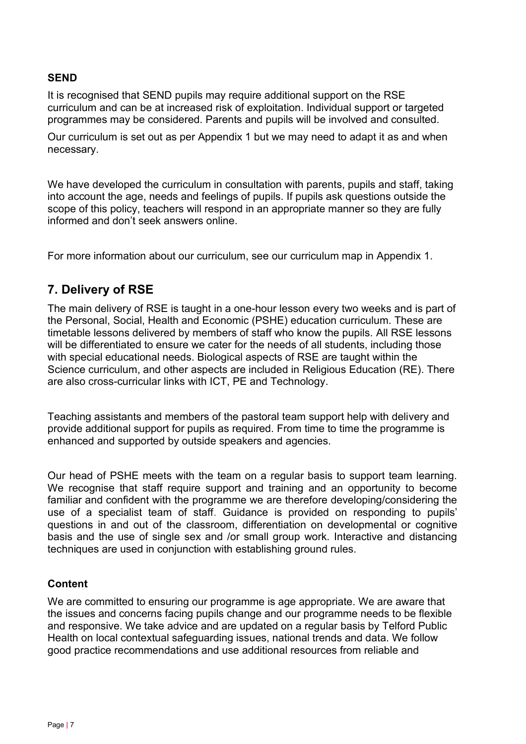### SEND

It is recognised that SEND pupils may require additional support on the RSE curriculum and can be at increased risk of exploitation. Individual support or targeted programmes may be considered. Parents and pupils will be involved and consulted.

Our curriculum is set out as per Appendix 1 but we may need to adapt it as and when necessary.

We have developed the curriculum in consultation with parents, pupils and staff, taking into account the age, needs and feelings of pupils. If pupils ask questions outside the scope of this policy, teachers will respond in an appropriate manner so they are fully informed and don't seek answers online.

For more information about our curriculum, see our curriculum map in Appendix 1.

## 7. Delivery of RSE

The main delivery of RSE is taught in a one-hour lesson every two weeks and is part of the Personal, Social, Health and Economic (PSHE) education curriculum. These are timetable lessons delivered by members of staff who know the pupils. All RSE lessons will be differentiated to ensure we cater for the needs of all students, including those with special educational needs. Biological aspects of RSE are taught within the Science curriculum, and other aspects are included in Religious Education (RE). There are also cross-curricular links with ICT, PE and Technology.

Teaching assistants and members of the pastoral team support help with delivery and provide additional support for pupils as required. From time to time the programme is enhanced and supported by outside speakers and agencies.

Our head of PSHE meets with the team on a regular basis to support team learning. We recognise that staff require support and training and an opportunity to become familiar and confident with the programme we are therefore developing/considering the use of a specialist team of staff. Guidance is provided on responding to pupils' questions in and out of the classroom, differentiation on developmental or cognitive basis and the use of single sex and /or small group work. Interactive and distancing techniques are used in conjunction with establishing ground rules.

### Content

We are committed to ensuring our programme is age appropriate. We are aware that the issues and concerns facing pupils change and our programme needs to be flexible and responsive. We take advice and are updated on a regular basis by Telford Public Health on local contextual safeguarding issues, national trends and data. We follow good practice recommendations and use additional resources from reliable and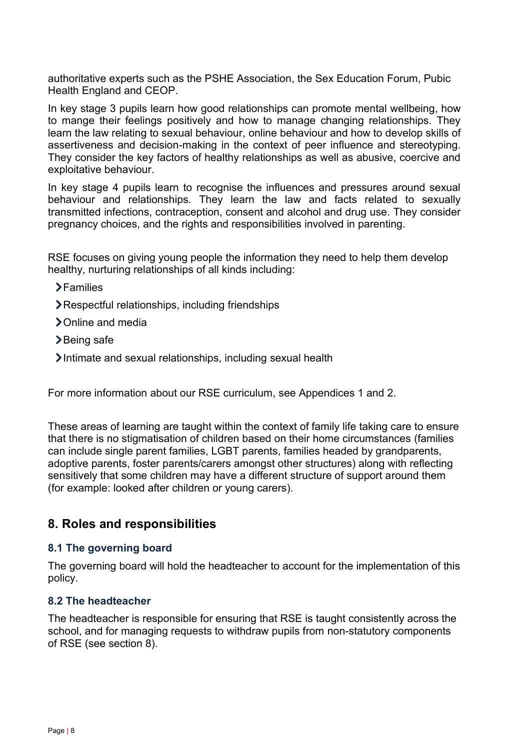authoritative experts such as the PSHE Association, the Sex Education Forum, Pubic Health England and CEOP.

In key stage 3 pupils learn how good relationships can promote mental wellbeing, how to mange their feelings positively and how to manage changing relationships. They learn the law relating to sexual behaviour, online behaviour and how to develop skills of assertiveness and decision-making in the context of peer influence and stereotyping. They consider the key factors of healthy relationships as well as abusive, coercive and exploitative behaviour.

In key stage 4 pupils learn to recognise the influences and pressures around sexual behaviour and relationships. They learn the law and facts related to sexually transmitted infections, contraception, consent and alcohol and drug use. They consider pregnancy choices, and the rights and responsibilities involved in parenting.

RSE focuses on giving young people the information they need to help them develop healthy, nurturing relationships of all kinds including:

- Families
- Respectful relationships, including friendships
- Online and media
- Being safe
- Intimate and sexual relationships, including sexual health

For more information about our RSE curriculum, see Appendices 1 and 2.

These areas of learning are taught within the context of family life taking care to ensure that there is no stigmatisation of children based on their home circumstances (families can include single parent families, LGBT parents, families headed by grandparents, adoptive parents, foster parents/carers amongst other structures) along with reflecting sensitively that some children may have a different structure of support around them (for example: looked after children or young carers).

## 8. Roles and responsibilities

### 8.1 The governing board

The governing board will hold the headteacher to account for the implementation of this policy.

### 8.2 The headteacher

The headteacher is responsible for ensuring that RSE is taught consistently across the school, and for managing requests to withdraw pupils from non-statutory components of RSE (see section 8).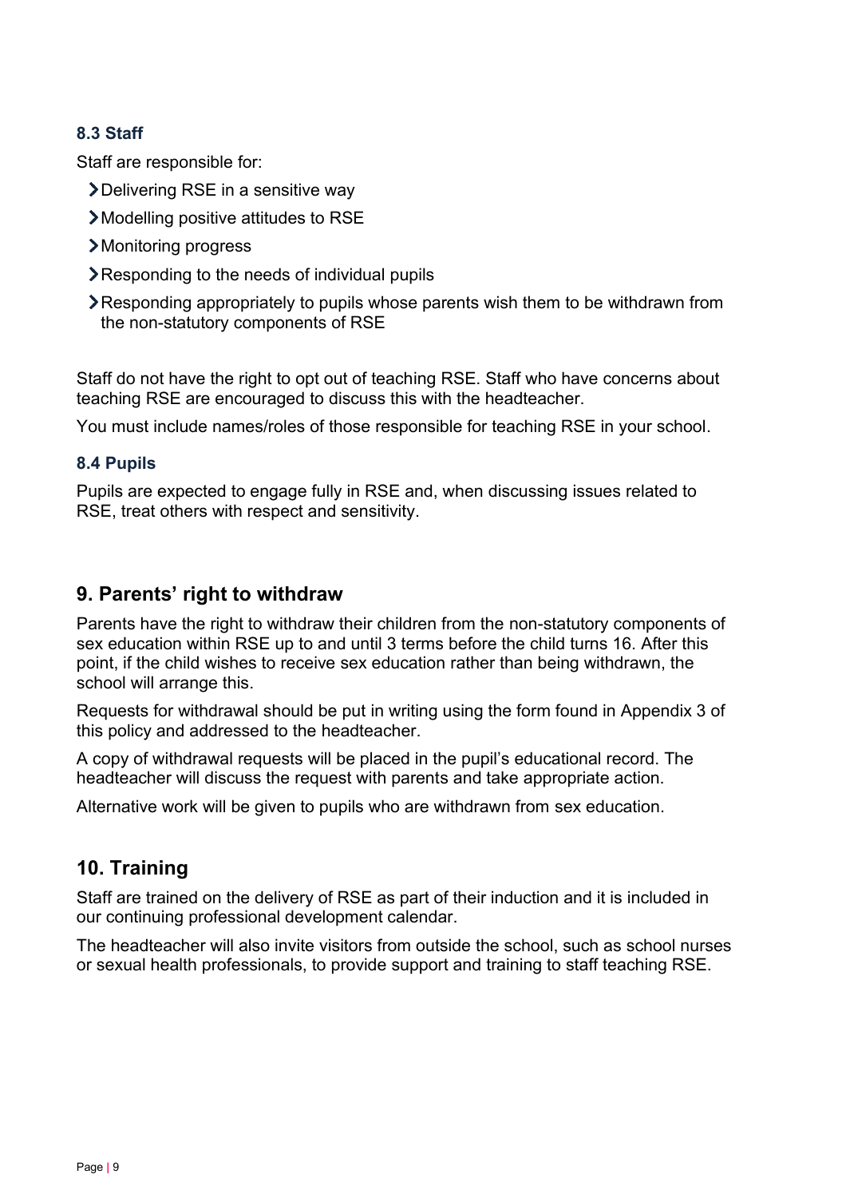### 8.3 Staff

Staff are responsible for:

- Delivering RSE in a sensitive way
- Modelling positive attitudes to RSE
- Monitoring progress
- Responding to the needs of individual pupils
- Responding appropriately to pupils whose parents wish them to be withdrawn from the non-statutory components of RSE

Staff do not have the right to opt out of teaching RSE. Staff who have concerns about teaching RSE are encouraged to discuss this with the headteacher.

You must include names/roles of those responsible for teaching RSE in your school.

### 8.4 Pupils

Pupils are expected to engage fully in RSE and, when discussing issues related to RSE, treat others with respect and sensitivity.

## 9. Parents' right to withdraw

Parents have the right to withdraw their children from the non-statutory components of sex education within RSE up to and until 3 terms before the child turns 16. After this point, if the child wishes to receive sex education rather than being withdrawn, the school will arrange this.

Requests for withdrawal should be put in writing using the form found in Appendix 3 of this policy and addressed to the headteacher.

A copy of withdrawal requests will be placed in the pupil's educational record. The headteacher will discuss the request with parents and take appropriate action.

Alternative work will be given to pupils who are withdrawn from sex education.

## 10. Training

Staff are trained on the delivery of RSE as part of their induction and it is included in our continuing professional development calendar.

The headteacher will also invite visitors from outside the school, such as school nurses or sexual health professionals, to provide support and training to staff teaching RSE.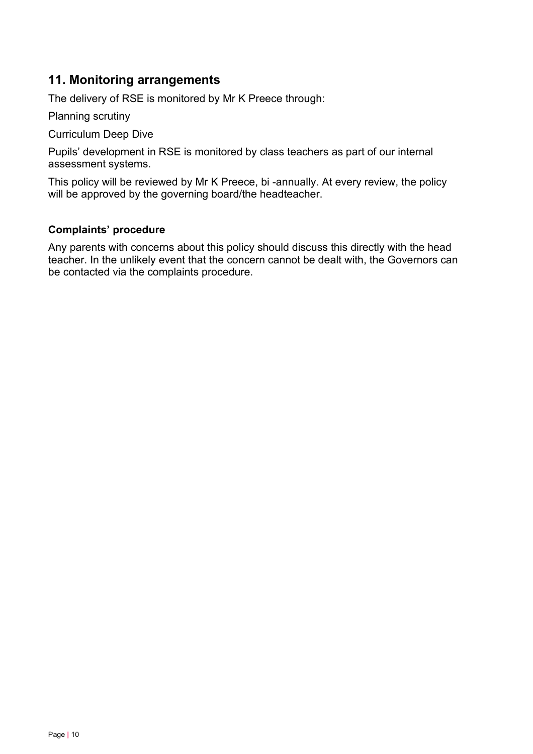## 11. Monitoring arrangements

The delivery of RSE is monitored by Mr K Preece through:

Planning scrutiny

Curriculum Deep Dive

Pupils' development in RSE is monitored by class teachers as part of our internal assessment systems.

This policy will be reviewed by Mr K Preece, bi -annually. At every review, the policy will be approved by the governing board/the headteacher.

### Complaints' procedure

Any parents with concerns about this policy should discuss this directly with the head teacher. In the unlikely event that the concern cannot be dealt with, the Governors can be contacted via the complaints procedure.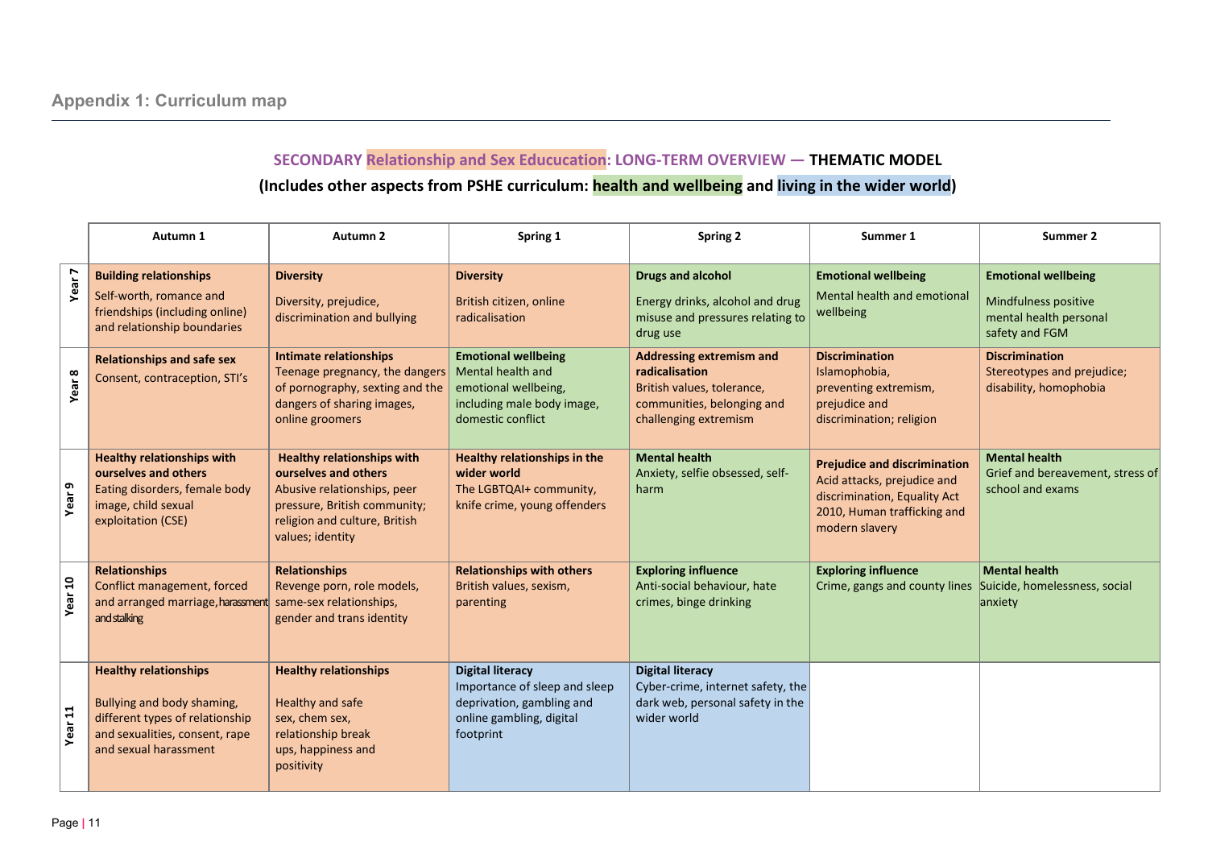## Appendix 1: Curriculum map

### SECONDARY Relationship and Sex Educucation: LONG-TERM OVERVIEW — THEMATIC MODEL

### (Includes other aspects from PSHE curriculum: health and wellbeing and living in the wider world)

| | Autumn 1 | Autumn 2 | Spring 1 | Spring 2 | Summer 1 | Summer 2 |
|---|---|---|---|---|---|---|
| Year 7 | **Building relationships** Self-worth, romance and friendships (including online) and relationship boundaries | **Diversity** Diversity, prejudice, discrimination and bullying | **Diversity** British citizen, online radicalisation | **Drugs and alcohol** Energy drinks, alcohol and drug misuse and pressures relating to drug use | **Emotional wellbeing** Mental health and emotional wellbeing | **Emotional wellbeing** Mindfulness positive mental health personal safety and FGM |
| Year 8 | **Relationships and safe sex** Consent, contraception, STI's | **Intimate relationships** Teenage pregnancy, the dangers of pornography, sexting and the dangers of sharing images, online groomers | **Emotional wellbeing** Mental health and emotional wellbeing, including male body image, domestic conflict | **Addressing extremism and radicalisation** British values, tolerance, communities, belonging and challenging extremism | **Discrimination** Islamophobia, preventing extremism, prejudice and discrimination; religion | **Discrimination** Stereotypes and prejudice; disability, homophobia |
| Year 9 | **Healthy relationships with ourselves and others** Eating disorders, female body image, child sexual exploitation (CSE) | **Healthy relationships with ourselves and others** Abusive relationships, peer pressure, British community; religion and culture, British values; identity | **Healthy relationships in the wider world** The LGBTQAI+ community, knife crime, young offenders | **Mental health** Anxiety, selfie obsessed, self-harm | **Prejudice and discrimination** Acid attacks, prejudice and discrimination, Equality Act 2010, Human trafficking and modern slavery | **Mental health** Grief and bereavement, stress of school and exams |
| Year 10 | **Relationships** Conflict management, forced and arranged marriage, harassment and stalking | **Relationships** Revenge porn, role models, same-sex relationships, gender and trans identity | **Relationships with others** British values, sexism, parenting | **Exploring influence** Anti-social behaviour, hate crimes, binge drinking | **Exploring influence** Crime, gangs and county lines | **Mental health** Suicide, homelessness, social anxiety |
| Year 11 | **Healthy relationships** Bullying and body shaming, different types of relationship and sexualities, consent, rape and sexual harassment | **Healthy relationships** Healthy and safe sex, chem sex, relationship break ups, happiness and positivity | **Digital literacy** Importance of sleep and sleep deprivation, gambling and online gambling, digital footprint | **Digital literacy** Cyber-crime, internet safety, the dark web, personal safety in the wider world | | |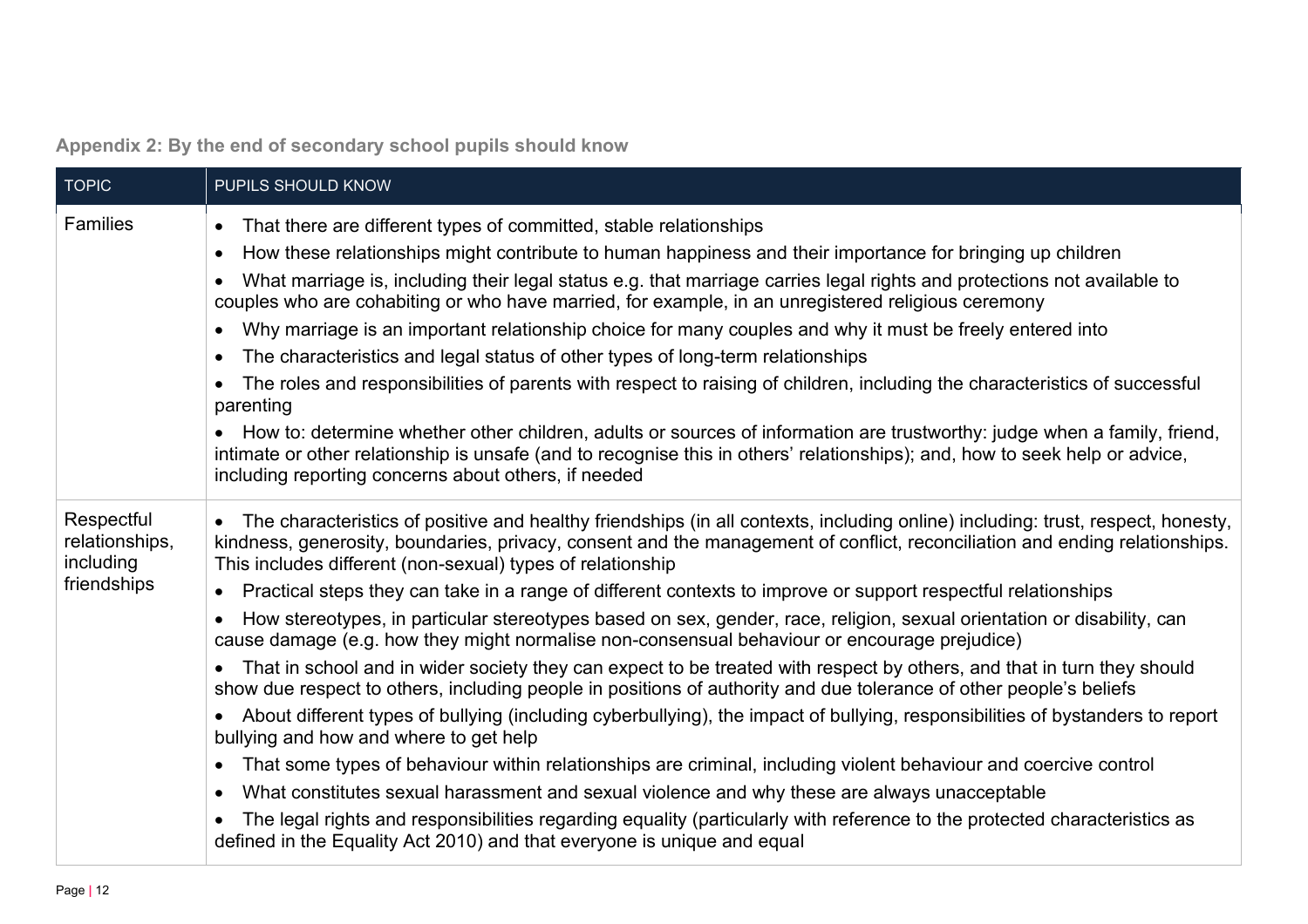**Appendix 2: By the end of secondary school pupils should know**

| TOPIC | PUPILS SHOULD KNOW |
| --- | --- |
| Families | • That there are different types of committed, stable relationships<br>• How these relationships might contribute to human happiness and their importance for bringing up children<br>• What marriage is, including their legal status e.g. that marriage carries legal rights and protections not available to couples who are cohabiting or who have married, for example, in an unregistered religious ceremony<br>• Why marriage is an important relationship choice for many couples and why it must be freely entered into<br>• The characteristics and legal status of other types of long-term relationships<br>• The roles and responsibilities of parents with respect to raising of children, including the characteristics of successful parenting<br>• How to: determine whether other children, adults or sources of information are trustworthy: judge when a family, friend, intimate or other relationship is unsafe (and to recognise this in others' relationships); and, how to seek help or advice, including reporting concerns about others, if needed |
| Respectful relationships, including friendships | • The characteristics of positive and healthy friendships (in all contexts, including online) including: trust, respect, honesty, kindness, generosity, boundaries, privacy, consent and the management of conflict, reconciliation and ending relationships. This includes different (non-sexual) types of relationship<br>• Practical steps they can take in a range of different contexts to improve or support respectful relationships<br>• How stereotypes, in particular stereotypes based on sex, gender, race, religion, sexual orientation or disability, can cause damage (e.g. how they might normalise non-consensual behaviour or encourage prejudice)<br>• That in school and in wider society they can expect to be treated with respect by others, and that in turn they should show due respect to others, including people in positions of authority and due tolerance of other people's beliefs<br>• About different types of bullying (including cyberbullying), the impact of bullying, responsibilities of bystanders to report bullying and how and where to get help<br>• That some types of behaviour within relationships are criminal, including violent behaviour and coercive control<br>• What constitutes sexual harassment and sexual violence and why these are always unacceptable<br>• The legal rights and responsibilities regarding equality (particularly with reference to the protected characteristics as defined in the Equality Act 2010) and that everyone is unique and equal |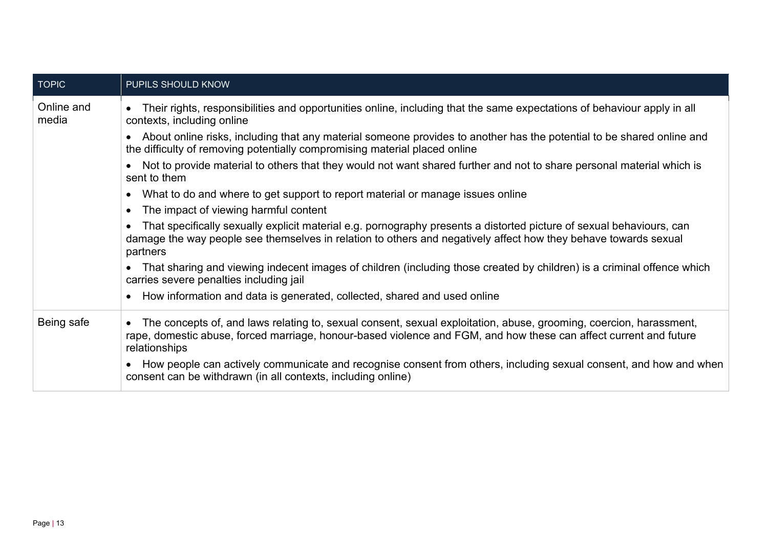| TOPIC | PUPILS SHOULD KNOW |
|---|---|
| Online and media | • Their rights, responsibilities and opportunities online, including that the same expectations of behaviour apply in all contexts, including online<br>• About online risks, including that any material someone provides to another has the potential to be shared online and the difficulty of removing potentially compromising material placed online<br>• Not to provide material to others that they would not want shared further and not to share personal material which is sent to them<br>• What to do and where to get support to report material or manage issues online<br>• The impact of viewing harmful content<br>• That specifically sexually explicit material e.g. pornography presents a distorted picture of sexual behaviours, can damage the way people see themselves in relation to others and negatively affect how they behave towards sexual partners<br>• That sharing and viewing indecent images of children (including those created by children) is a criminal offence which carries severe penalties including jail<br>• How information and data is generated, collected, shared and used online |
| Being safe | • The concepts of, and laws relating to, sexual consent, sexual exploitation, abuse, grooming, coercion, harassment, rape, domestic abuse, forced marriage, honour-based violence and FGM, and how these can affect current and future relationships<br>• How people can actively communicate and recognise consent from others, including sexual consent, and how and when consent can be withdrawn (in all contexts, including online) |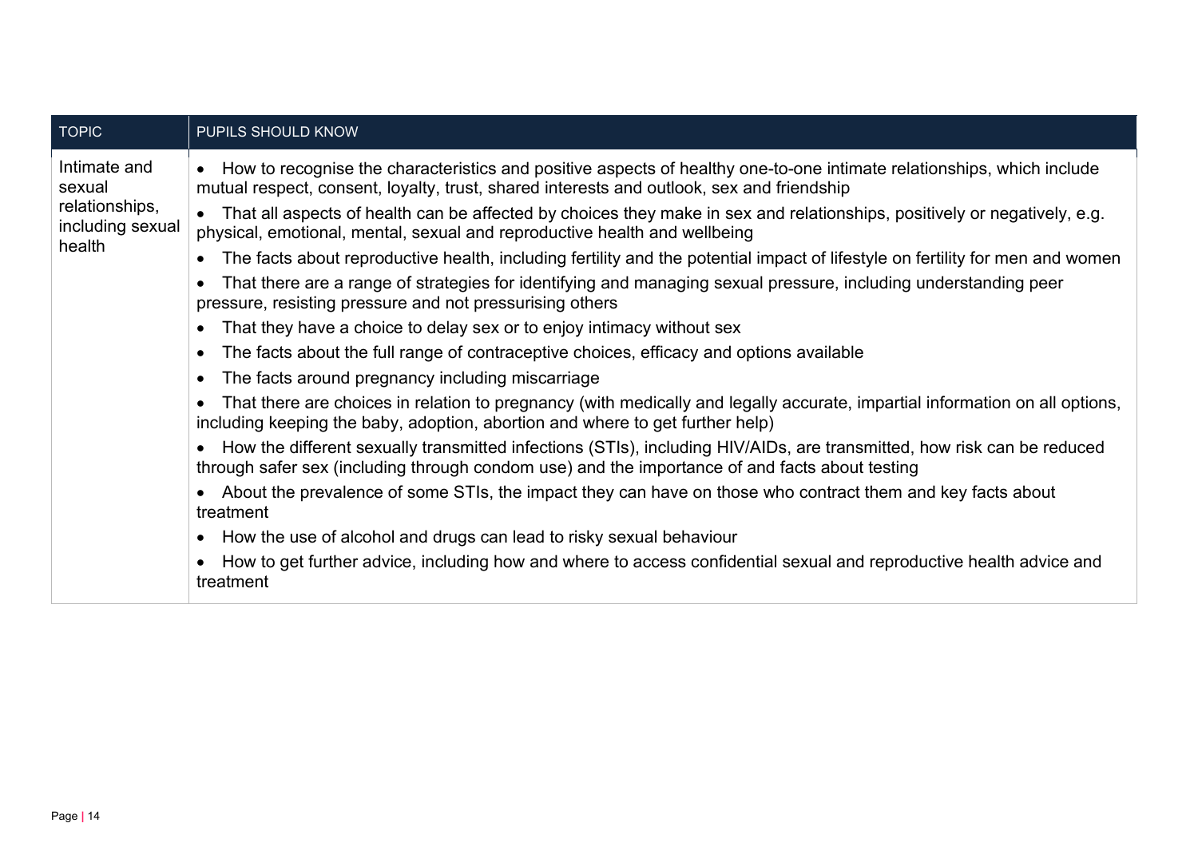| TOPIC | PUPILS SHOULD KNOW |
|---|---|
| Intimate and sexual relationships, including sexual health | • How to recognise the characteristics and positive aspects of healthy one-to-one intimate relationships, which include mutual respect, consent, loyalty, trust, shared interests and outlook, sex and friendship<br>• That all aspects of health can be affected by choices they make in sex and relationships, positively or negatively, e.g. physical, emotional, mental, sexual and reproductive health and wellbeing<br>• The facts about reproductive health, including fertility and the potential impact of lifestyle on fertility for men and women<br>• That there are a range of strategies for identifying and managing sexual pressure, including understanding peer pressure, resisting pressure and not pressurising others<br>• That they have a choice to delay sex or to enjoy intimacy without sex<br>• The facts about the full range of contraceptive choices, efficacy and options available<br>• The facts around pregnancy including miscarriage<br>• That there are choices in relation to pregnancy (with medically and legally accurate, impartial information on all options, including keeping the baby, adoption, abortion and where to get further help)<br>• How the different sexually transmitted infections (STIs), including HIV/AIDs, are transmitted, how risk can be reduced through safer sex (including through condom use) and the importance of and facts about testing<br>• About the prevalence of some STIs, the impact they can have on those who contract them and key facts about treatment<br>• How the use of alcohol and drugs can lead to risky sexual behaviour<br>• How to get further advice, including how and where to access confidential sexual and reproductive health advice and treatment |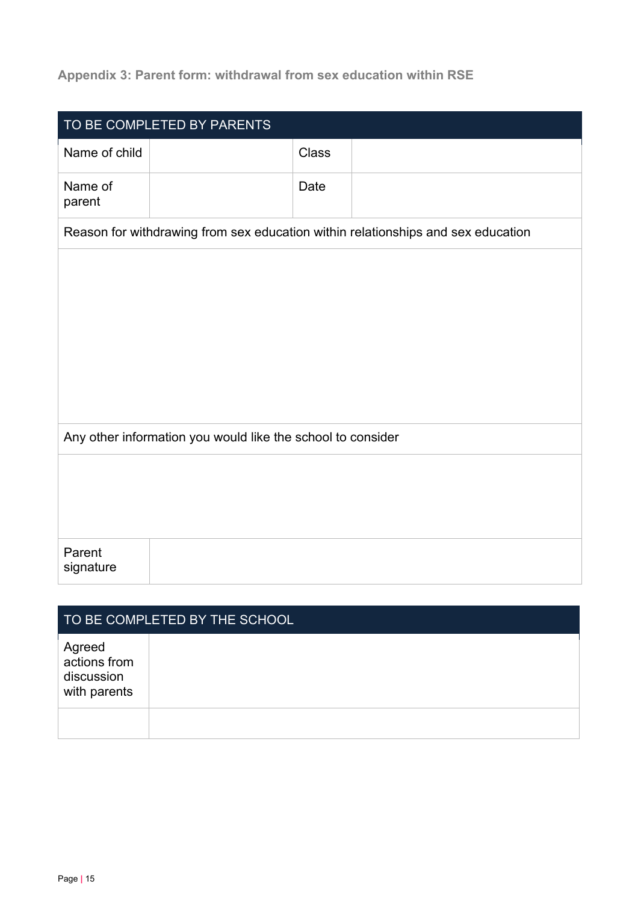### Appendix 3: Parent form: withdrawal from sex education within RSE

| TO BE COMPLETED BY PARENTS | | | |
|---|---|---|---|
| Name of child | | Class | |
| Name of parent | | Date | |
| Reason for withdrawing from sex education within relationships and sex education | | | |
| | | | |
| Any other information you would like the school to consider | | | |
| | | | |
| Parent signature | | | |

| TO BE COMPLETED BY THE SCHOOL | |
|---|---|
| Agreed actions from discussion with parents | |
| | |